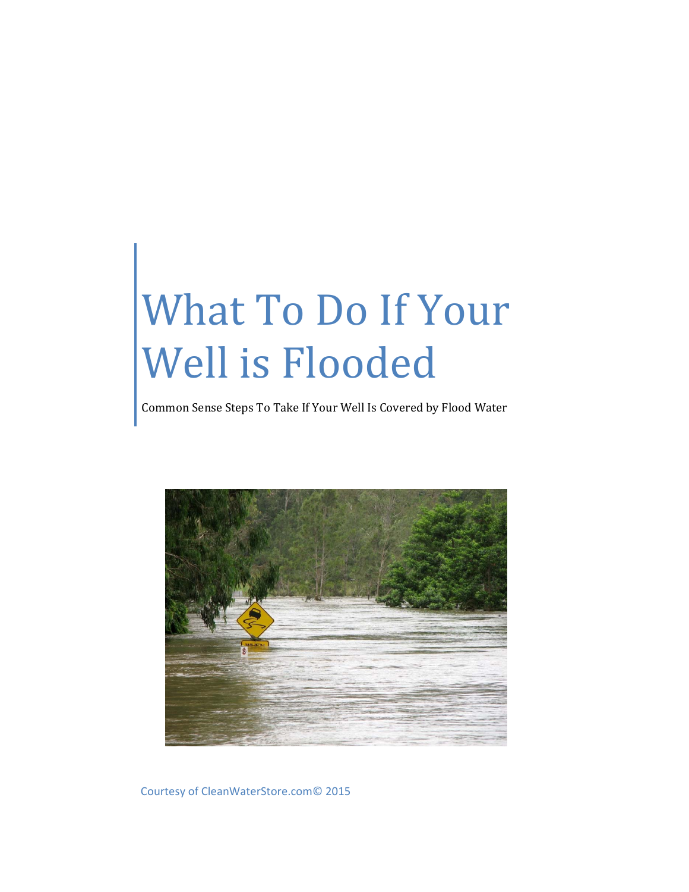# What To Do If Your Well is Flooded

Common Sense Steps To Take If Your Well Is Covered by Flood Water

Courtesy of CleanWaterStore.com© 2015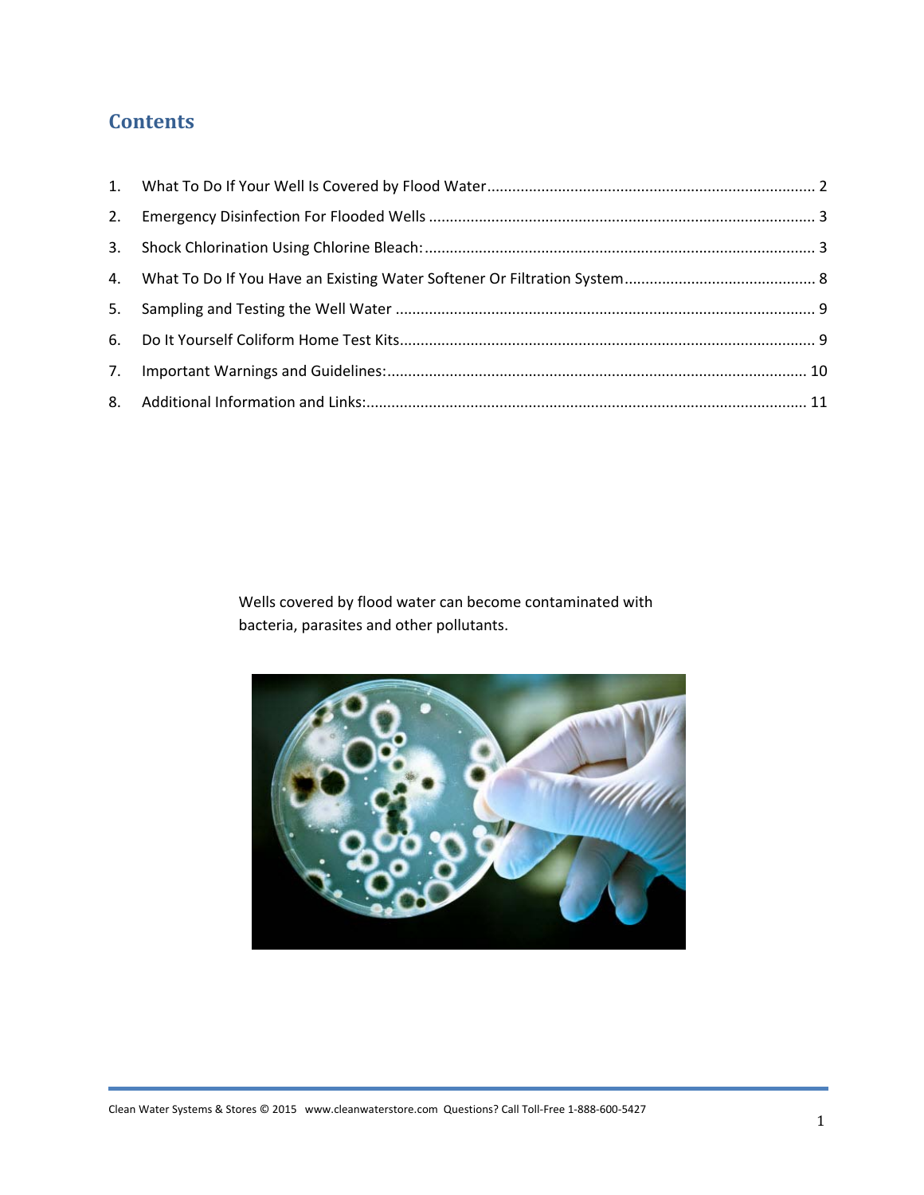# Contents

1. What To Do If Your Well Is Covered by Flood Water .......... 2
2. Emergency Disinfection For Flooded Wells .......... 3
3. Shock Chlorination Using Chlorine Bleach: .......... 3
4. What To Do If You Have an Existing Water Softener Or Filtration System .......... 8
5. Sampling and Testing the Well Water .......... 9
6. Do It Yourself Coliform Home Test Kits .......... 9
7. Important Warnings and Guidelines: .......... 10
8. Additional Information and Links: .......... 11

Wells covered by flood water can become contaminated with bacteria, parasites and other pollutants.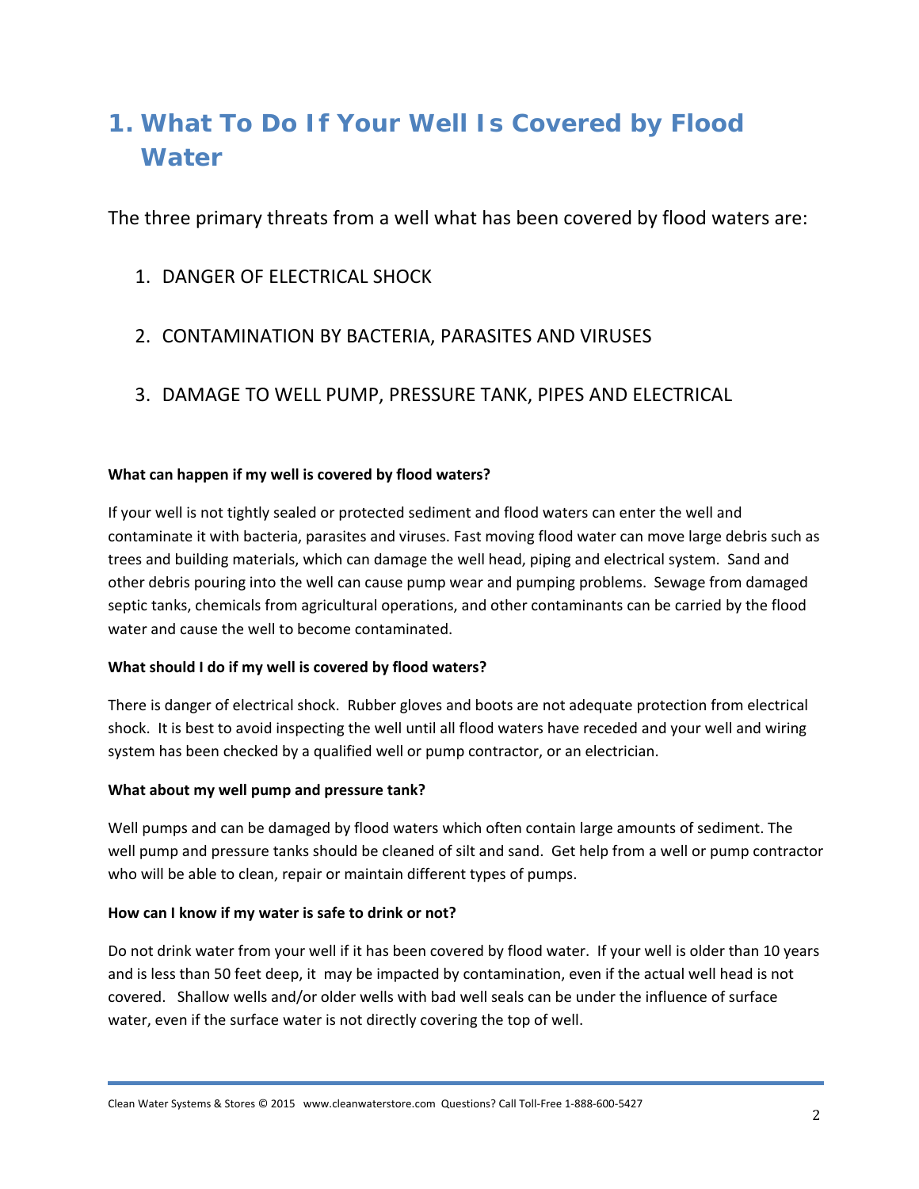# 1. What To Do If Your Well Is Covered by Flood Water

The three primary threats from a well what has been covered by flood waters are:

1. DANGER OF ELECTRICAL SHOCK
2. CONTAMINATION BY BACTERIA, PARASITES AND VIRUSES
3. DAMAGE TO WELL PUMP, PRESSURE TANK, PIPES AND ELECTRICAL

**What can happen if my well is covered by flood waters?**

If your well is not tightly sealed or protected sediment and flood waters can enter the well and contaminate it with bacteria, parasites and viruses. Fast moving flood water can move large debris such as trees and building materials, which can damage the well head, piping and electrical system. Sand and other debris pouring into the well can cause pump wear and pumping problems. Sewage from damaged septic tanks, chemicals from agricultural operations, and other contaminants can be carried by the flood water and cause the well to become contaminated.

**What should I do if my well is covered by flood waters?**

There is danger of electrical shock. Rubber gloves and boots are not adequate protection from electrical shock. It is best to avoid inspecting the well until all flood waters have receded and your well and wiring system has been checked by a qualified well or pump contractor, or an electrician.

**What about my well pump and pressure tank?**

Well pumps and can be damaged by flood waters which often contain large amounts of sediment. The well pump and pressure tanks should be cleaned of silt and sand. Get help from a well or pump contractor who will be able to clean, repair or maintain different types of pumps.

**How can I know if my water is safe to drink or not?**

Do not drink water from your well if it has been covered by flood water. If your well is older than 10 years and is less than 50 feet deep, it may be impacted by contamination, even if the actual well head is not covered. Shallow wells and/or older wells with bad well seals can be under the influence of surface water, even if the surface water is not directly covering the top of well.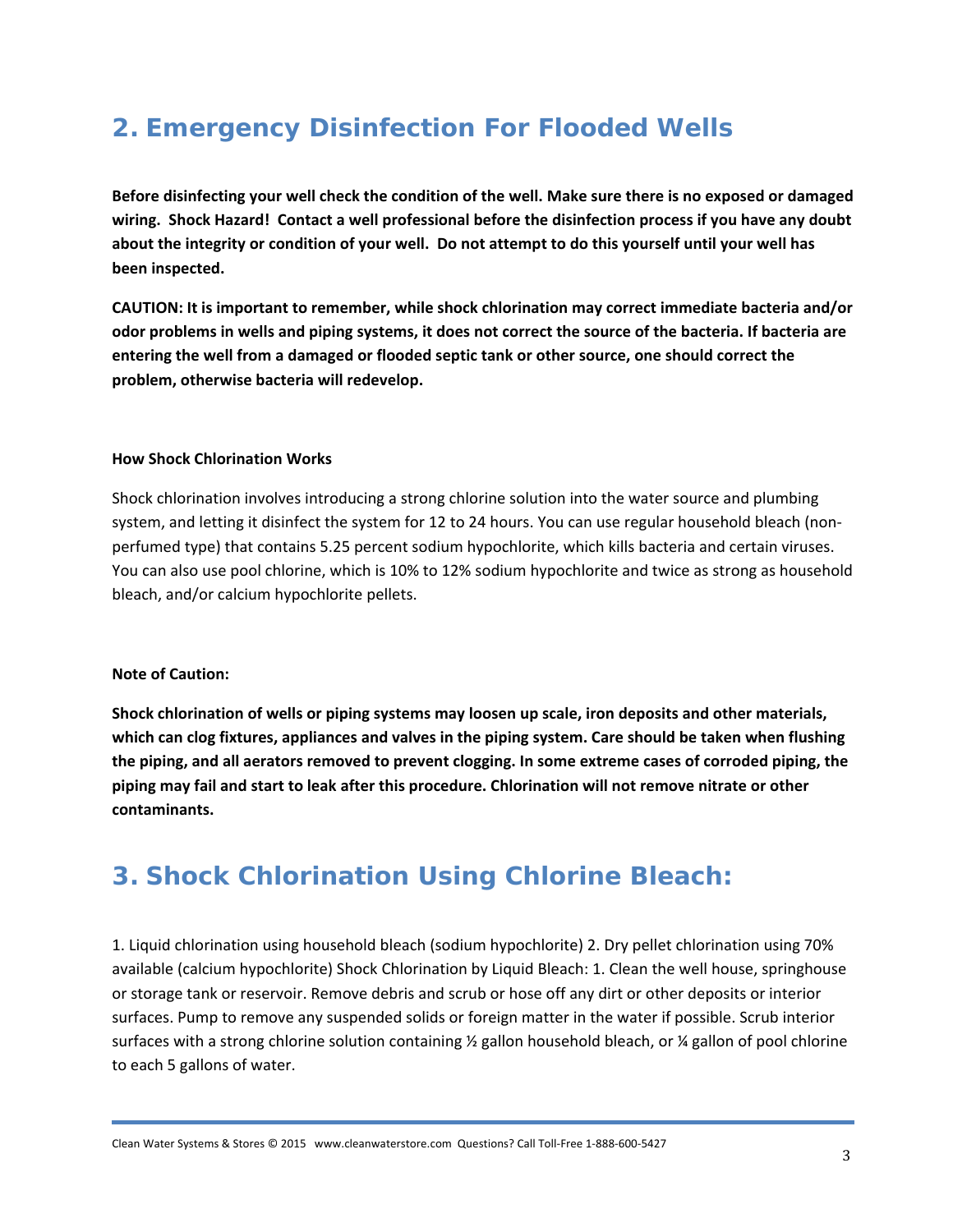## 2. Emergency Disinfection For Flooded Wells

**Before disinfecting your well check the condition of the well. Make sure there is no exposed or damaged wiring.  Shock Hazard!  Contact a well professional before the disinfection process if you have any doubt about the integrity or condition of your well.  Do not attempt to do this yourself until your well has been inspected.**

**CAUTION: It is important to remember, while shock chlorination may correct immediate bacteria and/or odor problems in wells and piping systems, it does not correct the source of the bacteria. If bacteria are entering the well from a damaged or flooded septic tank or other source, one should correct the problem, otherwise bacteria will redevelop.**

**How Shock Chlorination Works**

Shock chlorination involves introducing a strong chlorine solution into the water source and plumbing system, and letting it disinfect the system for 12 to 24 hours. You can use regular household bleach (non-perfumed type) that contains 5.25 percent sodium hypochlorite, which kills bacteria and certain viruses. You can also use pool chlorine, which is 10% to 12% sodium hypochlorite and twice as strong as household bleach, and/or calcium hypochlorite pellets.

**Note of Caution:**

**Shock chlorination of wells or piping systems may loosen up scale, iron deposits and other materials, which can clog fixtures, appliances and valves in the piping system. Care should be taken when flushing the piping, and all aerators removed to prevent clogging. In some extreme cases of corroded piping, the piping may fail and start to leak after this procedure. Chlorination will not remove nitrate or other contaminants.**

## 3. Shock Chlorination Using Chlorine Bleach:

1. Liquid chlorination using household bleach (sodium hypochlorite) 2. Dry pellet chlorination using 70% available (calcium hypochlorite) Shock Chlorination by Liquid Bleach: 1. Clean the well house, springhouse or storage tank or reservoir. Remove debris and scrub or hose off any dirt or other deposits or interior surfaces. Pump to remove any suspended solids or foreign matter in the water if possible. Scrub interior surfaces with a strong chlorine solution containing ½ gallon household bleach, or ¼ gallon of pool chlorine to each 5 gallons of water.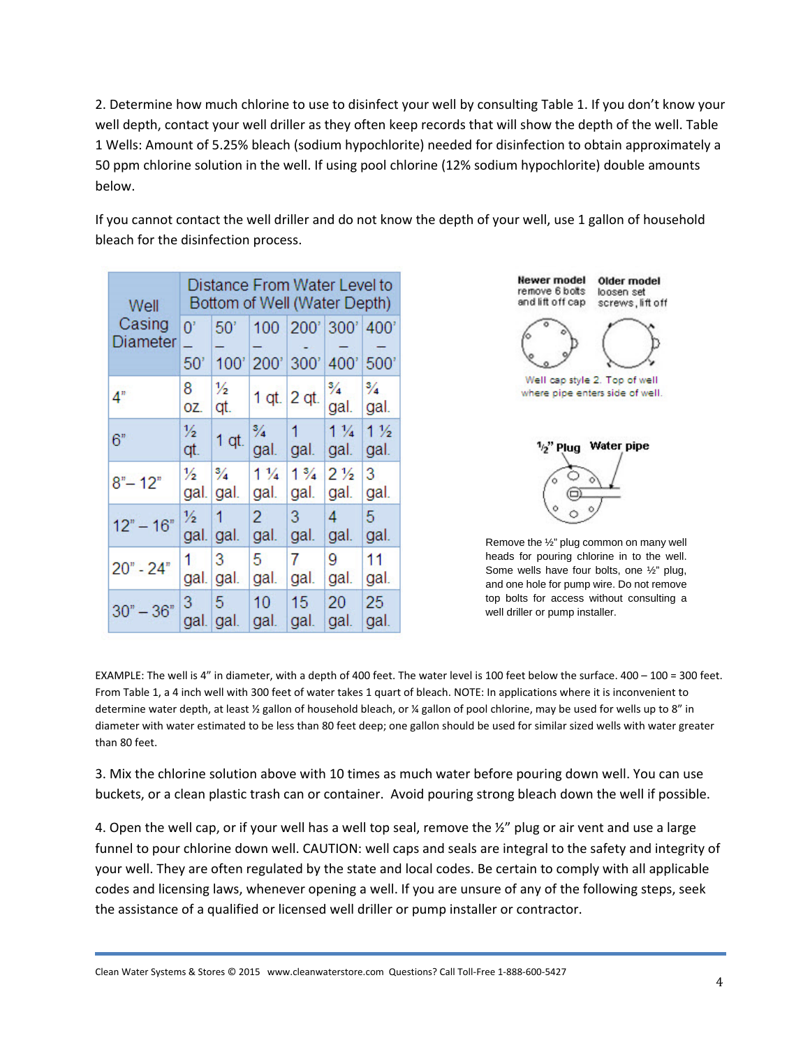2. Determine how much chlorine to use to disinfect your well by consulting Table 1. If you don't know your well depth, contact your well driller as they often keep records that will show the depth of the well. Table 1 Wells: Amount of 5.25% bleach (sodium hypochlorite) needed for disinfection to obtain approximately a 50 ppm chlorine solution in the well. If using pool chlorine (12% sodium hypochlorite) double amounts below.

If you cannot contact the well driller and do not know the depth of your well, use 1 gallon of household bleach for the disinfection process.

| Well Casing Diameter | Distance From Water Level to Bottom of Well (Water Depth) | | | | | |
|---|---|---|---|---|---|---|
| | 0' – 50' | 50' – 100' | 100 – 200' | 200' - 300' | 300' – 400' | 400' – 500' |
| 4" | 8 oz. | ½ qt. | 1 qt. | 2 qt. | ¾ gal. | ¾ gal. |
| 6" | ½ qt. | 1 qt. | ¾ gal. | 1 gal. | 1 ¼ gal. | 1 ½ gal. |
| 8"– 12" | ½ gal. | ¾ gal. | 1 ¼ gal. | 1 ¾ gal. | 2 ½ gal. | 3 gal. |
| 12" – 16" | ½ gal. | 1 gal. | 2 gal. | 3 gal. | 4 gal. | 5 gal. |
| 20" - 24" | 1 gal. | 3 gal. | 5 gal. | 7 gal. | 9 gal. | 11 gal. |
| 30" – 36" | 3 gal. | 5 gal. | 10 gal. | 15 gal. | 20 gal. | 25 gal. |

**Newer model** remove 6 bolts and lift off cap **Older model** loosen set screws, lift off

Well cap style 2. Top of well where pipe enters side of well.

**½" Plug** **Water pipe**

Remove the ½" plug common on many well heads for pouring chlorine in to the well. Some wells have four bolts, one ½" plug, and one hole for pump wire. Do not remove top bolts for access without consulting a well driller or pump installer.

EXAMPLE: The well is 4" in diameter, with a depth of 400 feet. The water level is 100 feet below the surface. 400 – 100 = 300 feet. From Table 1, a 4 inch well with 300 feet of water takes 1 quart of bleach. NOTE: In applications where it is inconvenient to determine water depth, at least ½ gallon of household bleach, or ¼ gallon of pool chlorine, may be used for wells up to 8" in diameter with water estimated to be less than 80 feet deep; one gallon should be used for similar sized wells with water greater than 80 feet.

3. Mix the chlorine solution above with 10 times as much water before pouring down well. You can use buckets, or a clean plastic trash can or container. Avoid pouring strong bleach down the well if possible.

4. Open the well cap, or if your well has a well top seal, remove the ½" plug or air vent and use a large funnel to pour chlorine down well. CAUTION: well caps and seals are integral to the safety and integrity of your well. They are often regulated by the state and local codes. Be certain to comply with all applicable codes and licensing laws, whenever opening a well. If you are unsure of any of the following steps, seek the assistance of a qualified or licensed well driller or pump installer or contractor.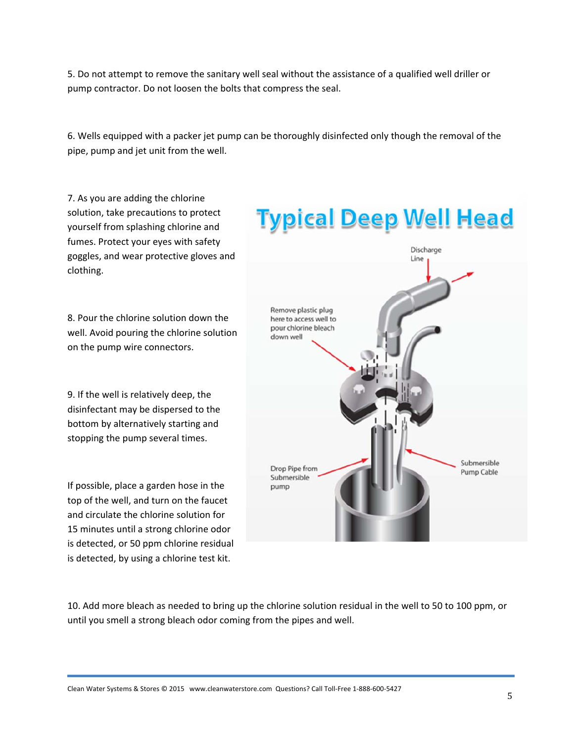5. Do not attempt to remove the sanitary well seal without the assistance of a qualified well driller or pump contractor. Do not loosen the bolts that compress the seal.

6. Wells equipped with a packer jet pump can be thoroughly disinfected only though the removal of the pipe, pump and jet unit from the well.

7. As you are adding the chlorine solution, take precautions to protect yourself from splashing chlorine and fumes. Protect your eyes with safety goggles, and wear protective gloves and clothing.

8. Pour the chlorine solution down the well. Avoid pouring the chlorine solution on the pump wire connectors.

9. If the well is relatively deep, the disinfectant may be dispersed to the bottom by alternatively starting and stopping the pump several times.

If possible, place a garden hose in the top of the well, and turn on the faucet and circulate the chlorine solution for 15 minutes until a strong chlorine odor is detected, or 50 ppm chlorine residual is detected, by using a chlorine test kit.

10. Add more bleach as needed to bring up the chlorine solution residual in the well to 50 to 100 ppm, or until you smell a strong bleach odor coming from the pipes and well.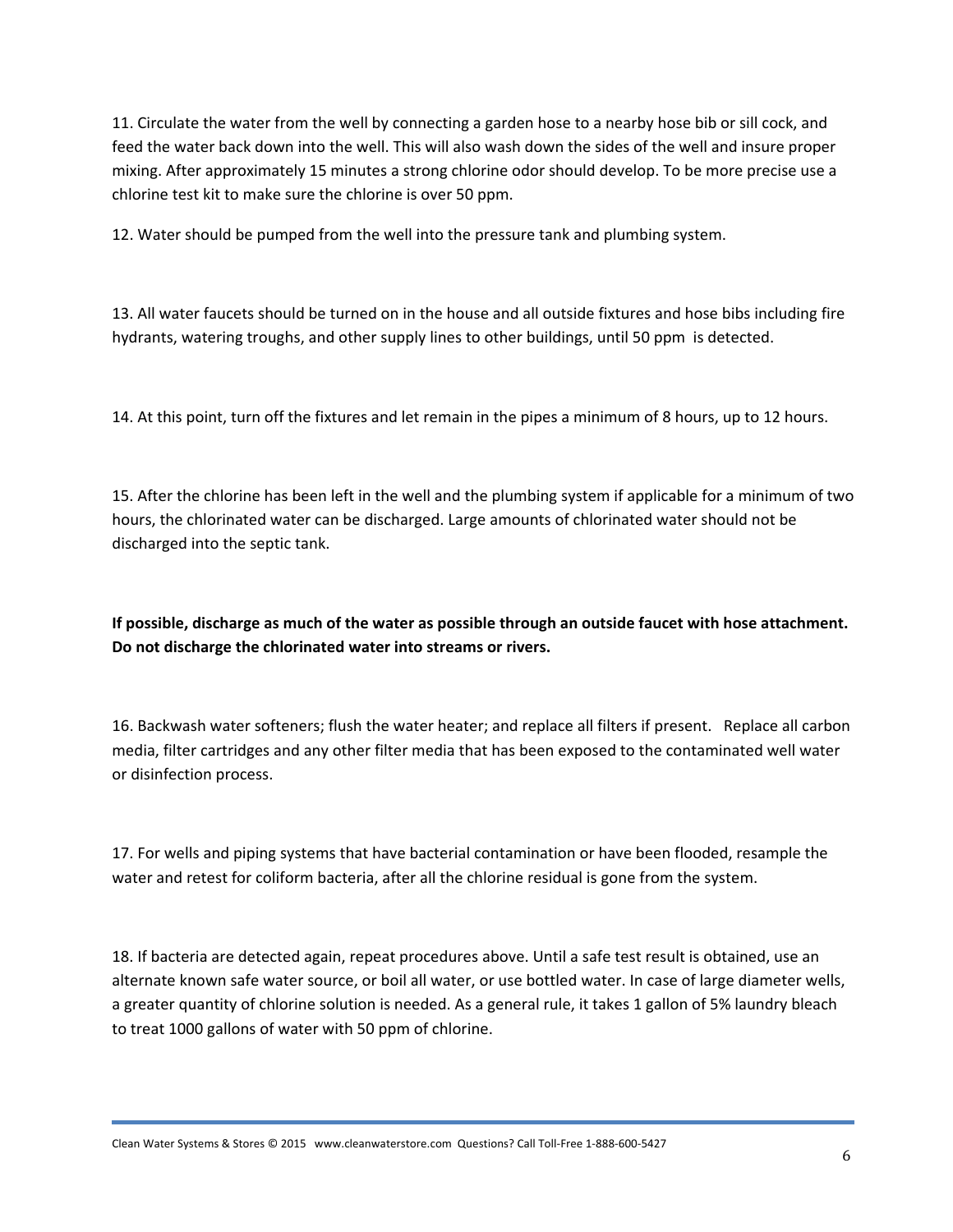11. Circulate the water from the well by connecting a garden hose to a nearby hose bib or sill cock, and feed the water back down into the well. This will also wash down the sides of the well and insure proper mixing. After approximately 15 minutes a strong chlorine odor should develop. To be more precise use a chlorine test kit to make sure the chlorine is over 50 ppm.

12. Water should be pumped from the well into the pressure tank and plumbing system.

13. All water faucets should be turned on in the house and all outside fixtures and hose bibs including fire hydrants, watering troughs, and other supply lines to other buildings, until 50 ppm is detected.

14. At this point, turn off the fixtures and let remain in the pipes a minimum of 8 hours, up to 12 hours.

15. After the chlorine has been left in the well and the plumbing system if applicable for a minimum of two hours, the chlorinated water can be discharged. Large amounts of chlorinated water should not be discharged into the septic tank.

**If possible, discharge as much of the water as possible through an outside faucet with hose attachment. Do not discharge the chlorinated water into streams or rivers.**

16. Backwash water softeners; flush the water heater; and replace all filters if present. Replace all carbon media, filter cartridges and any other filter media that has been exposed to the contaminated well water or disinfection process.

17. For wells and piping systems that have bacterial contamination or have been flooded, resample the water and retest for coliform bacteria, after all the chlorine residual is gone from the system.

18. If bacteria are detected again, repeat procedures above. Until a safe test result is obtained, use an alternate known safe water source, or boil all water, or use bottled water. In case of large diameter wells, a greater quantity of chlorine solution is needed. As a general rule, it takes 1 gallon of 5% laundry bleach to treat 1000 gallons of water with 50 ppm of chlorine.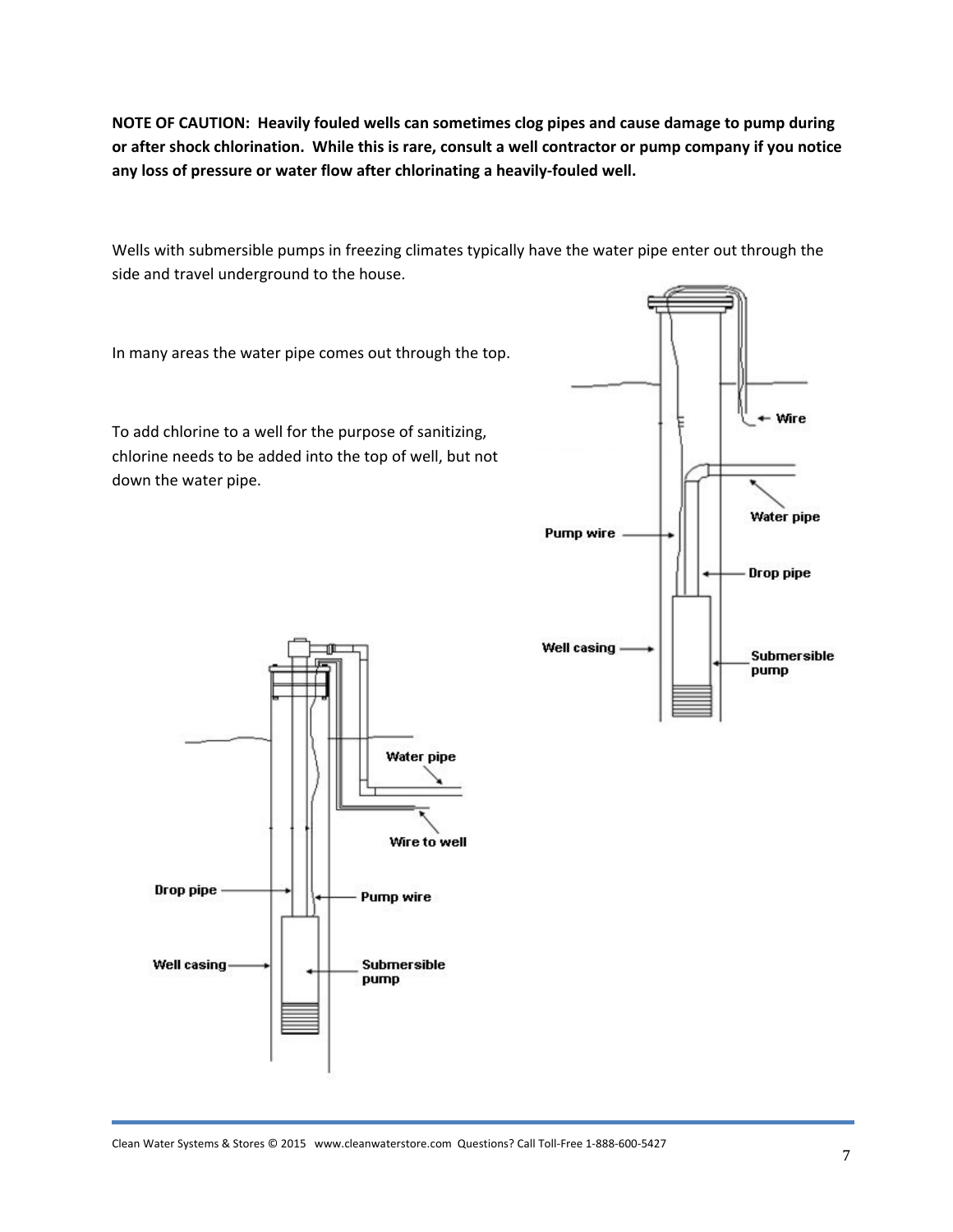**NOTE OF CAUTION: Heavily fouled wells can sometimes clog pipes and cause damage to pump during or after shock chlorination. While this is rare, consult a well contractor or pump company if you notice any loss of pressure or water flow after chlorinating a heavily-fouled well.**

Wells with submersible pumps in freezing climates typically have the water pipe enter out through the side and travel underground to the house.

In many areas the water pipe comes out through the top.

To add chlorine to a well for the purpose of sanitizing, chlorine needs to be added into the top of well, but not down the water pipe.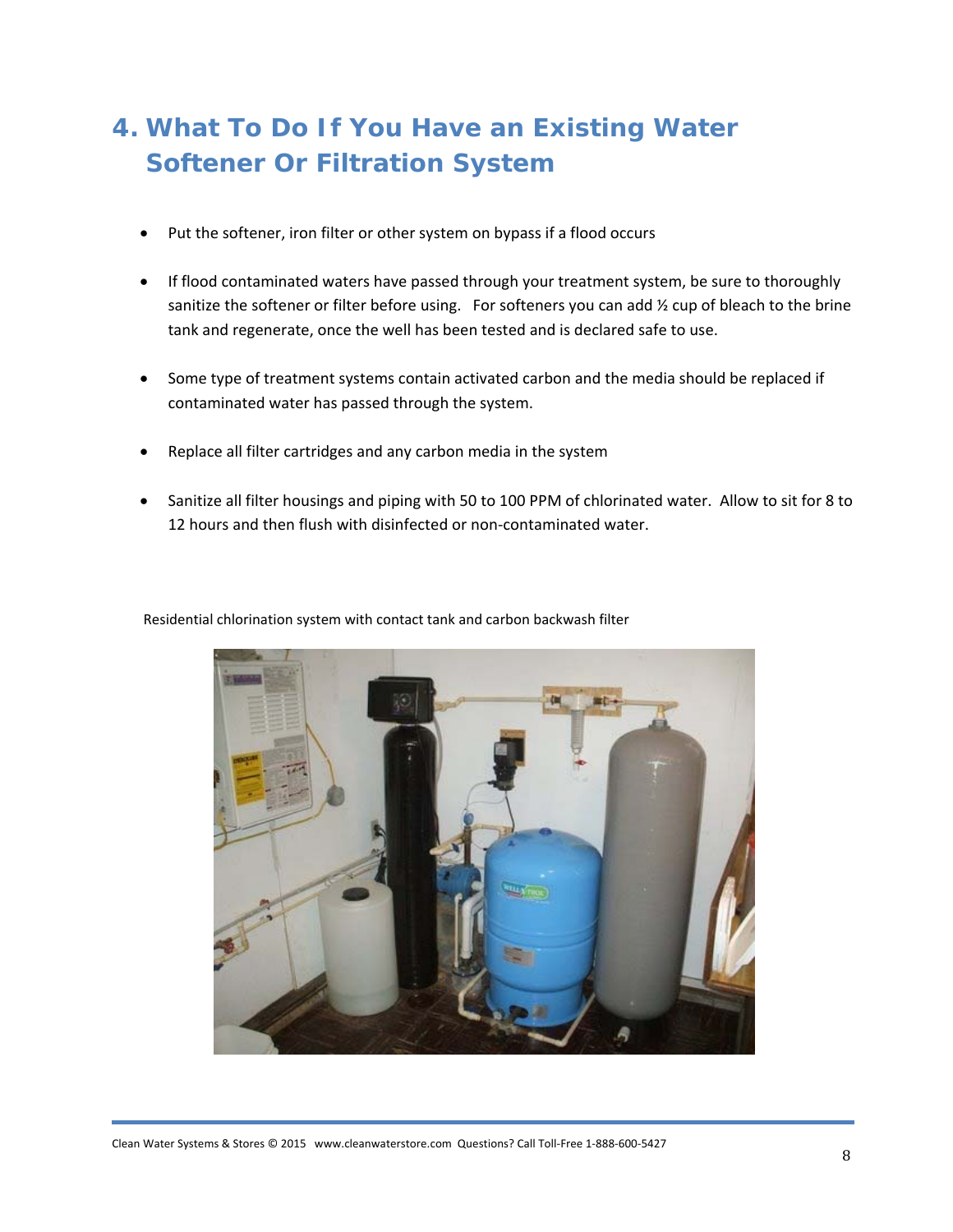# 4. What To Do If You Have an Existing Water Softener Or Filtration System

- Put the softener, iron filter or other system on bypass if a flood occurs
- If flood contaminated waters have passed through your treatment system, be sure to thoroughly sanitize the softener or filter before using. For softeners you can add ½ cup of bleach to the brine tank and regenerate, once the well has been tested and is declared safe to use.
- Some type of treatment systems contain activated carbon and the media should be replaced if contaminated water has passed through the system.
- Replace all filter cartridges and any carbon media in the system
- Sanitize all filter housings and piping with 50 to 100 PPM of chlorinated water. Allow to sit for 8 to 12 hours and then flush with disinfected or non-contaminated water.

Residential chlorination system with contact tank and carbon backwash filter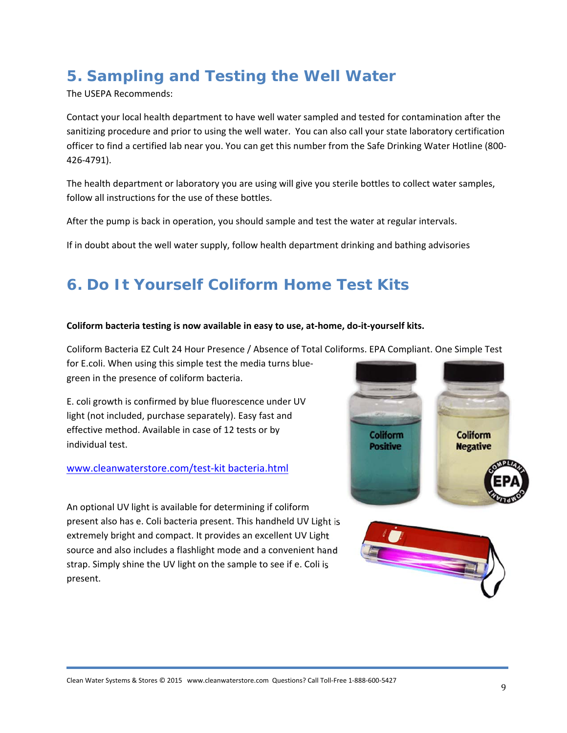## 5. Sampling and Testing the Well Water

The USEPA Recommends:

Contact your local health department to have well water sampled and tested for contamination after the sanitizing procedure and prior to using the well water. You can also call your state laboratory certification officer to find a certified lab near you. You can get this number from the Safe Drinking Water Hotline (800-426-4791).

The health department or laboratory you are using will give you sterile bottles to collect water samples, follow all instructions for the use of these bottles.

After the pump is back in operation, you should sample and test the water at regular intervals.

If in doubt about the well water supply, follow health department drinking and bathing advisories

## 6. Do It Yourself Coliform Home Test Kits

**Coliform bacteria testing is now available in easy to use, at-home, do-it-yourself kits.**

Coliform Bacteria EZ Cult 24 Hour Presence / Absence of Total Coliforms. EPA Compliant. One Simple Test for E.coli. When using this simple test the media turns blue-green in the presence of coliform bacteria.

E. coli growth is confirmed by blue fluorescence under UV light (not included, purchase separately). Easy fast and effective method. Available in case of 12 tests or by individual test.

[www.cleanwaterstore.com/test-kit bacteria.html](www.cleanwaterstore.com/test-kit bacteria.html)

An optional UV light is available for determining if coliform present also has e. Coli bacteria present. This handheld UV Light is extremely bright and compact. It provides an excellent UV Light source and also includes a flashlight mode and a convenient hand strap. Simply shine the UV light on the sample to see if e. Coli is present.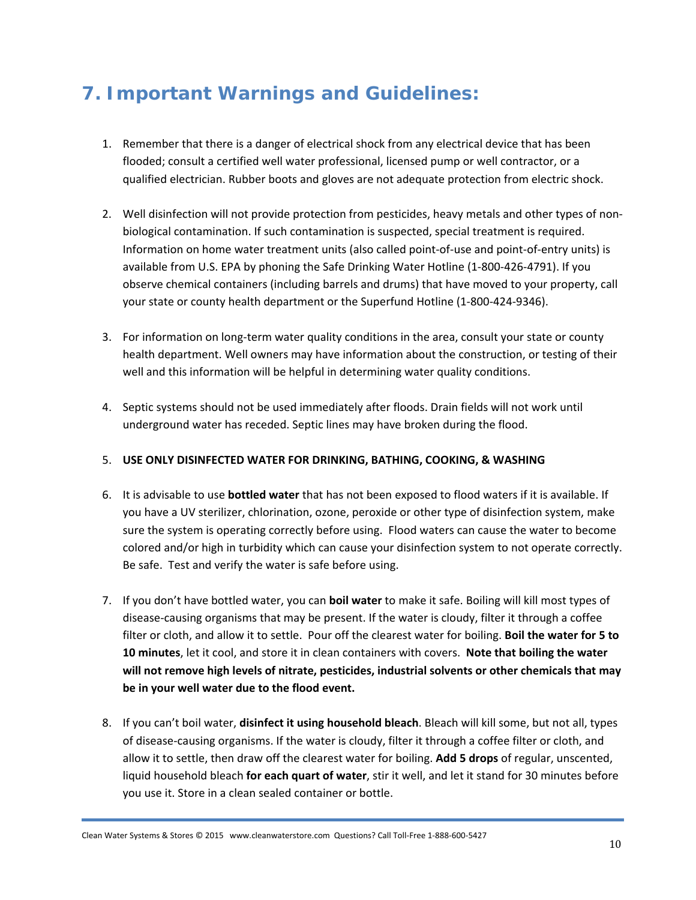# 7. Important Warnings and Guidelines:

1. Remember that there is a danger of electrical shock from any electrical device that has been flooded; consult a certified well water professional, licensed pump or well contractor, or a qualified electrician. Rubber boots and gloves are not adequate protection from electric shock.

2. Well disinfection will not provide protection from pesticides, heavy metals and other types of non-biological contamination. If such contamination is suspected, special treatment is required. Information on home water treatment units (also called point-of-use and point-of-entry units) is available from U.S. EPA by phoning the Safe Drinking Water Hotline (1-800-426-4791). If you observe chemical containers (including barrels and drums) that have moved to your property, call your state or county health department or the Superfund Hotline (1-800-424-9346).

3. For information on long-term water quality conditions in the area, consult your state or county health department. Well owners may have information about the construction, or testing of their well and this information will be helpful in determining water quality conditions.

4. Septic systems should not be used immediately after floods. Drain fields will not work until underground water has receded. Septic lines may have broken during the flood.

5. **USE ONLY DISINFECTED WATER FOR DRINKING, BATHING, COOKING, & WASHING**

6. It is advisable to use **bottled water** that has not been exposed to flood waters if it is available. If you have a UV sterilizer, chlorination, ozone, peroxide or other type of disinfection system, make sure the system is operating correctly before using. Flood waters can cause the water to become colored and/or high in turbidity which can cause your disinfection system to not operate correctly. Be safe. Test and verify the water is safe before using.

7. If you don't have bottled water, you can **boil water** to make it safe. Boiling will kill most types of disease-causing organisms that may be present. If the water is cloudy, filter it through a coffee filter or cloth, and allow it to settle. Pour off the clearest water for boiling. **Boil the water for 5 to 10 minutes**, let it cool, and store it in clean containers with covers. **Note that boiling the water will not remove high levels of nitrate, pesticides, industrial solvents or other chemicals that may be in your well water due to the flood event.**

8. If you can't boil water, **disinfect it using household bleach**. Bleach will kill some, but not all, types of disease-causing organisms. If the water is cloudy, filter it through a coffee filter or cloth, and allow it to settle, then draw off the clearest water for boiling. **Add 5 drops** of regular, unscented, liquid household bleach **for each quart of water**, stir it well, and let it stand for 30 minutes before you use it. Store in a clean sealed container or bottle.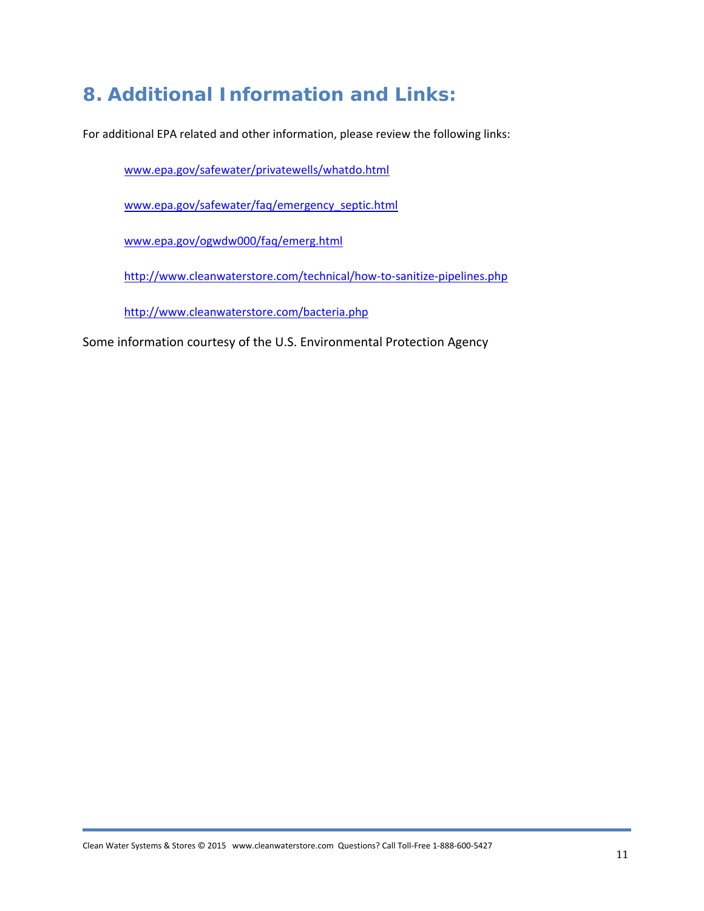## 8. Additional Information and Links:

For additional EPA related and other information, please review the following links:

www.epa.gov/safewater/privatewells/whatdo.html

www.epa.gov/safewater/faq/emergency_septic.html

www.epa.gov/ogwdw000/faq/emerg.html

http://www.cleanwaterstore.com/technical/how-to-sanitize-pipelines.php

http://www.cleanwaterstore.com/bacteria.php

Some information courtesy of the U.S. Environmental Protection Agency